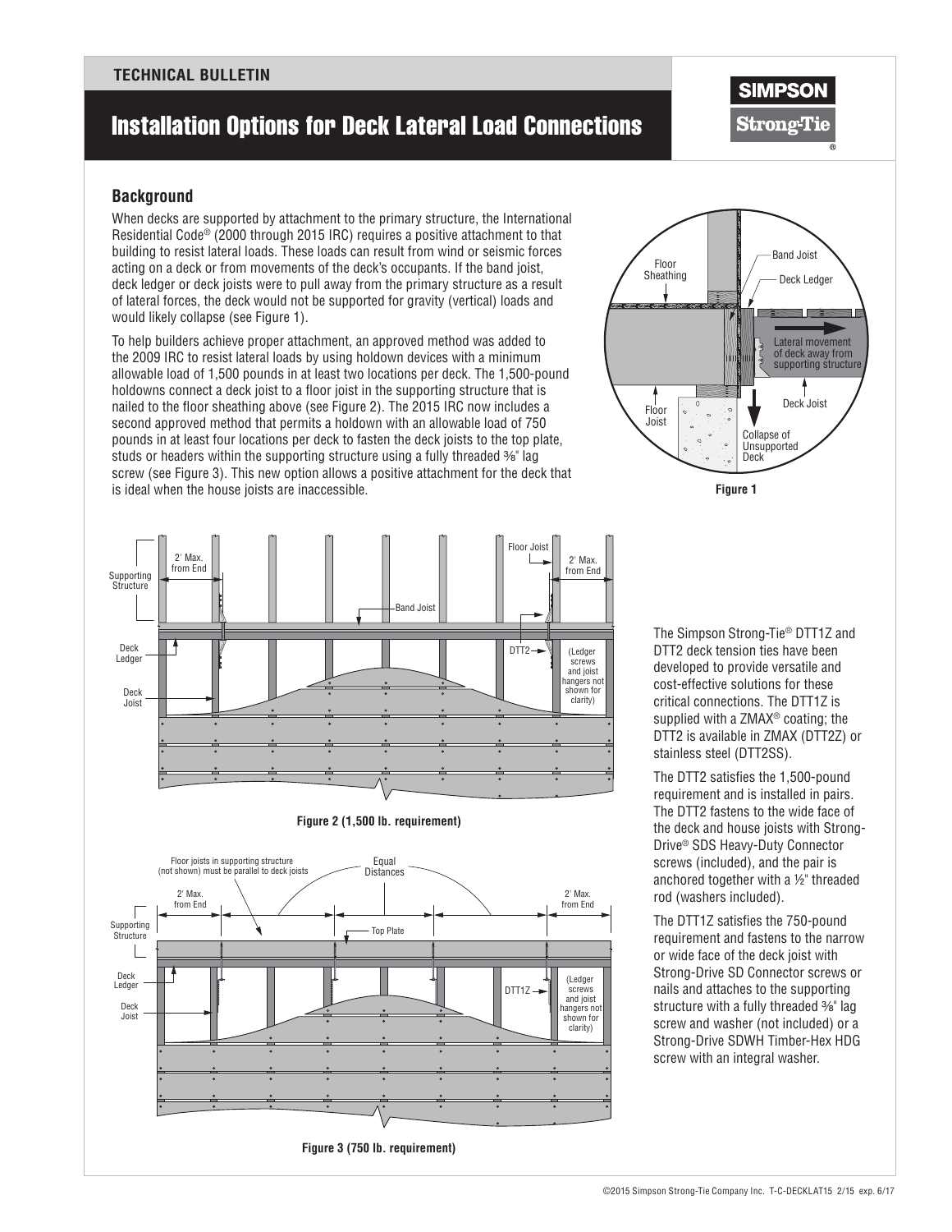TECHNICAL BULLETIN

# Installation Options for Deck Lateral Load Connections

SIMPSON Strong-Tie®

## Background

When decks are supported by attachment to the primary structure, the International Residential Code® (2000 through 2015 IRC) requires a positive attachment to that building to resist lateral loads. These loads can result from wind or seismic forces acting on a deck or from movements of the deck's occupants. If the band joist, deck ledger or deck joists were to pull away from the primary structure as a result of lateral forces, the deck would not be supported for gravity (vertical) loads and would likely collapse (see Figure 1).

To help builders achieve proper attachment, an approved method was added to the 2009 IRC to resist lateral loads by using holdown devices with a minimum allowable load of 1,500 pounds in at least two locations per deck. The 1,500-pound holdowns connect a deck joist to a floor joist in the supporting structure that is nailed to the floor sheathing above (see Figure 2). The 2015 IRC now includes a second approved method that permits a holdown with an allowable load of 750 pounds in at least four locations per deck to fasten the deck joists to the top plate, studs or headers within the supporting structure using a fully threaded ⅜" lag screw (see Figure 3). This new option allows a positive attachment for the deck that is ideal when the house joists are inaccessible.

Floor Sheathing
Band Joist
Deck Ledger
Lateral movement of deck away from supporting structure
Deck Joist
Floor Joist
Collapse of Unsupported Deck

**Figure 1**

Supporting Structure
2' Max. from End
Floor Joist
2' Max. from End
Band Joist
Deck Ledger
DTT2
(Ledger screws and joist hangers not shown for clarity)
Deck Joist

**Figure 2 (1,500 lb. requirement)**

Floor joists in supporting structure (not shown) must be parallel to deck joists
Equal Distances
2' Max. from End
2' Max. from End
Supporting Structure
Top Plate
Deck Ledger
DTT1Z
(Ledger screws and joist hangers not shown for clarity)
Deck Joist

**Figure 3 (750 lb. requirement)**

The Simpson Strong-Tie® DTT1Z and DTT2 deck tension ties have been developed to provide versatile and cost-effective solutions for these critical connections. The DTT1Z is supplied with a ZMAX® coating; the DTT2 is available in ZMAX (DTT2Z) or stainless steel (DTT2SS).

The DTT2 satisfies the 1,500-pound requirement and is installed in pairs. The DTT2 fastens to the wide face of the deck and house joists with Strong-Drive® SDS Heavy-Duty Connector screws (included), and the pair is anchored together with a ½" threaded rod (washers included).

The DTT1Z satisfies the 750-pound requirement and fastens to the narrow or wide face of the deck joist with Strong-Drive SD Connector screws or nails and attaches to the supporting structure with a fully threaded ⅜" lag screw and washer (not included) or a Strong-Drive SDWH Timber-Hex HDG screw with an integral washer.

©2015 Simpson Strong-Tie Company Inc. T-C-DECKLAT15 2/15 exp. 6/17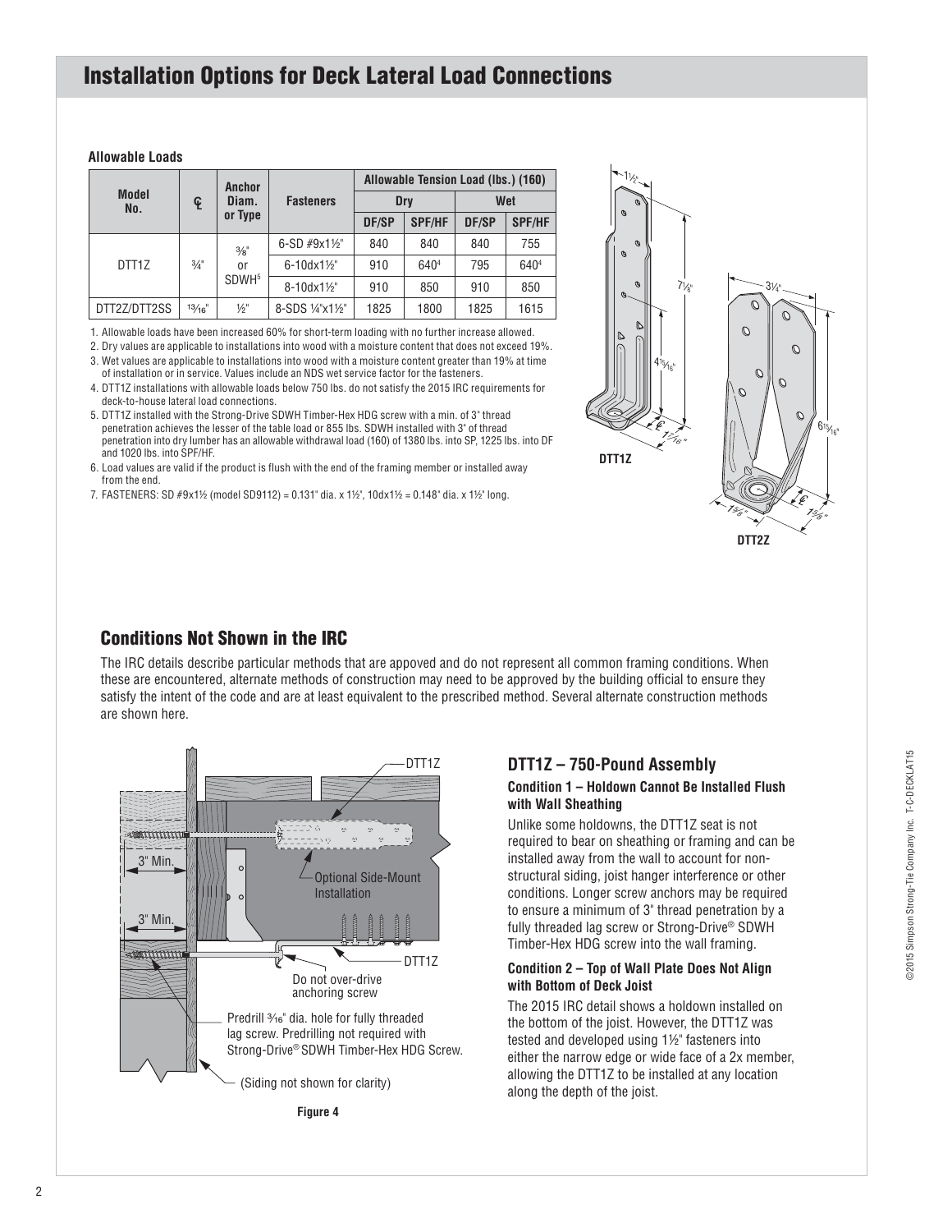# Installation Options for Deck Lateral Load Connections

**Allowable Loads**

| Model No. | ℄ | Anchor Diam. or Type | Fasteners | Allowable Tension Load (lbs.) (160) | | | |
|---|---|---|---|---|---|---|---|
| | | | | Dry | | Wet | |
| | | | | DF/SP | SPF/HF | DF/SP | SPF/HF |
| DTT1Z | ¾" | ⅜" or SDWH[5] | 6-SD #9x1½" | 840 | 840 | 840 | 755 |
| | | | 6-10dx1½" | 910 | 640[4] | 795 | 640[4] |
| | | | 8-10dx1½" | 910 | 850 | 910 | 850 |
| DTT2Z/DTT2SS | 13⁄16" | ½" | 8-SDS ¼"x1½" | 1825 | 1800 | 1825 | 1615 |

1. Allowable loads have been increased 60% for short-term loading with no further increase allowed.
2. Dry values are applicable to installations into wood with a moisture content that does not exceed 19%.
3. Wet values are applicable to installations into wood with a moisture content greater than 19% at time of installation or in service. Values include an NDS wet service factor for the fasteners.
4. DTT1Z installations with allowable loads below 750 lbs. do not satisfy the 2015 IRC requirements for deck-to-house lateral load connections.
5. DTT1Z installed with the Strong-Drive SDWH Timber-Hex HDG screw with a min. of 3" thread penetration achieves the lesser of the table load or 855 lbs. SDWH installed with 3" of thread penetration into dry lumber has an allowable withdrawal load (160) of 1380 lbs. into SP, 1225 lbs. into DF and 1020 lbs. into SPF/HF.
6. Load values are valid if the product is flush with the end of the framing member or installed away from the end.
7. FASTENERS: SD #9x1½ (model SD9112) = 0.131" dia. x 1½", 10dx1½ = 0.148" dia. x 1½" long.

1½"
7⅛"
4¹⁵⁄₁₆"
℄
1⁷⁄₁₆"
DTT1Z

3¼"
6¹⁵⁄₁₆"
℄
1⅝"
1⅝"
DTT2Z

## Conditions Not Shown in the IRC

The IRC details describe particular methods that are appoved and do not represent all common framing conditions. When these are encountered, alternate methods of construction may need to be approved by the building official to ensure they satisfy the intent of the code and are at least equivalent to the prescribed method. Several alternate construction methods are shown here.

DTT1Z
3" Min.
Optional Side-Mount Installation
3" Min.
DTT1Z
Do not over-drive anchoring screw
Predrill 3⁄16" dia. hole for fully threaded lag screw. Predrilling not required with Strong-Drive® SDWH Timber-Hex HDG Screw.
(Siding not shown for clarity)

**Figure 4**

### DTT1Z – 750-Pound Assembly

**Condition 1 – Holdown Cannot Be Installed Flush with Wall Sheathing**

Unlike some holdowns, the DTT1Z seat is not required to bear on sheathing or framing and can be installed away from the wall to account for non-structural siding, joist hanger interference or other conditions. Longer screw anchors may be required to ensure a minimum of 3" thread penetration by a fully threaded lag screw or Strong-Drive® SDWH Timber-Hex HDG screw into the wall framing.

**Condition 2 – Top of Wall Plate Does Not Align with Bottom of Deck Joist**

The 2015 IRC detail shows a holdown installed on the bottom of the joist. However, the DTT1Z was tested and developed using 1½" fasteners into either the narrow edge or wide face of a 2x member, allowing the DTT1Z to be installed at any location along the depth of the joist.

©2015 Simpson Strong-Tie Company Inc. T-C-DECKLAT15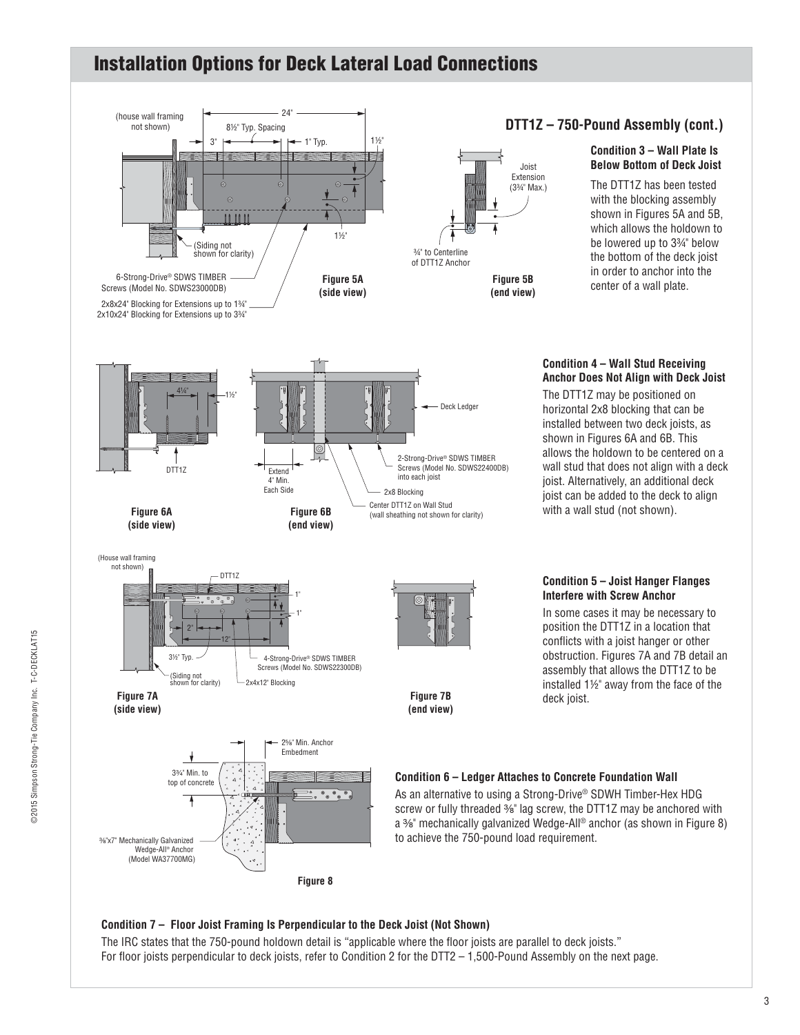# Installation Options for Deck Lateral Load Connections

## DTT1Z – 750-Pound Assembly (cont.)

(house wall framing not shown)

24"

8½" Typ. Spacing

3"

1" Typ.

1½"

1½"

(Siding not shown for clarity)

6-Strong-Drive® SDWS TIMBER Screws (Model No. SDWS23000DB)

2x8x24" Blocking for Extensions up to 1¾"
2x10x24" Blocking for Extensions up to 3¾"

**Figure 5A (side view)**

Joist Extension (3¾" Max.)

¾" to Centerline of DTT1Z Anchor

**Figure 5B (end view)**

### Condition 3 – Wall Plate Is Below Bottom of Deck Joist

The DTT1Z has been tested with the blocking assembly shown in Figures 5A and 5B, which allows the holdown to be lowered up to 3¾" below the bottom of the deck joist in order to anchor into the center of a wall plate.

4¼"

1½"

DTT1Z

**Figure 6A (side view)**

Deck Ledger

2-Strong-Drive® SDWS TIMBER Screws (Model No. SDWS22400DB) into each joist

Extend 4" Min. Each Side

2x8 Blocking

Center DTT1Z on Wall Stud (wall sheathing not shown for clarity)

**Figure 6B (end view)**

### Condition 4 – Wall Stud Receiving Anchor Does Not Align with Deck Joist

The DTT1Z may be positioned on horizontal 2x8 blocking that can be installed between two deck joists, as shown in Figures 6A and 6B. This allows the holdown to be centered on a wall stud that does not align with a deck joist. Alternatively, an additional deck joist can be added to the deck to align with a wall stud (not shown).

(House wall framing not shown)

DTT1Z

1"

1"

2"

12"

3½" Typ.

4-Strong-Drive® SDWS TIMBER Screws (Model No. SDWS22300DB)

(Siding not shown for clarity)

2x4x12" Blocking

**Figure 7A (side view)**

**Figure 7B (end view)**

### Condition 5 – Joist Hanger Flanges Interfere with Screw Anchor

In some cases it may be necessary to position the DTT1Z in a location that conflicts with a joist hanger or other obstruction. Figures 7A and 7B detail an assembly that allows the DTT1Z to be installed 1½" away from the face of the deck joist.

2⅝" Min. Anchor Embedment

3¾" Min. to top of concrete

⅜"x7" Mechanically Galvanized Wedge-All® Anchor (Model WA37700MG)

**Figure 8**

### Condition 6 – Ledger Attaches to Concrete Foundation Wall

As an alternative to using a Strong-Drive® SDWH Timber-Hex HDG screw or fully threaded ⅜" lag screw, the DTT1Z may be anchored with a ⅜" mechanically galvanized Wedge-All® anchor (as shown in Figure 8) to achieve the 750-pound load requirement.

### Condition 7 – Floor Joist Framing Is Perpendicular to the Deck Joist (Not Shown)

The IRC states that the 750-pound holdown detail is "applicable where the floor joists are parallel to deck joists."
For floor joists perpendicular to deck joists, refer to Condition 2 for the DTT2 – 1,500-Pound Assembly on the next page.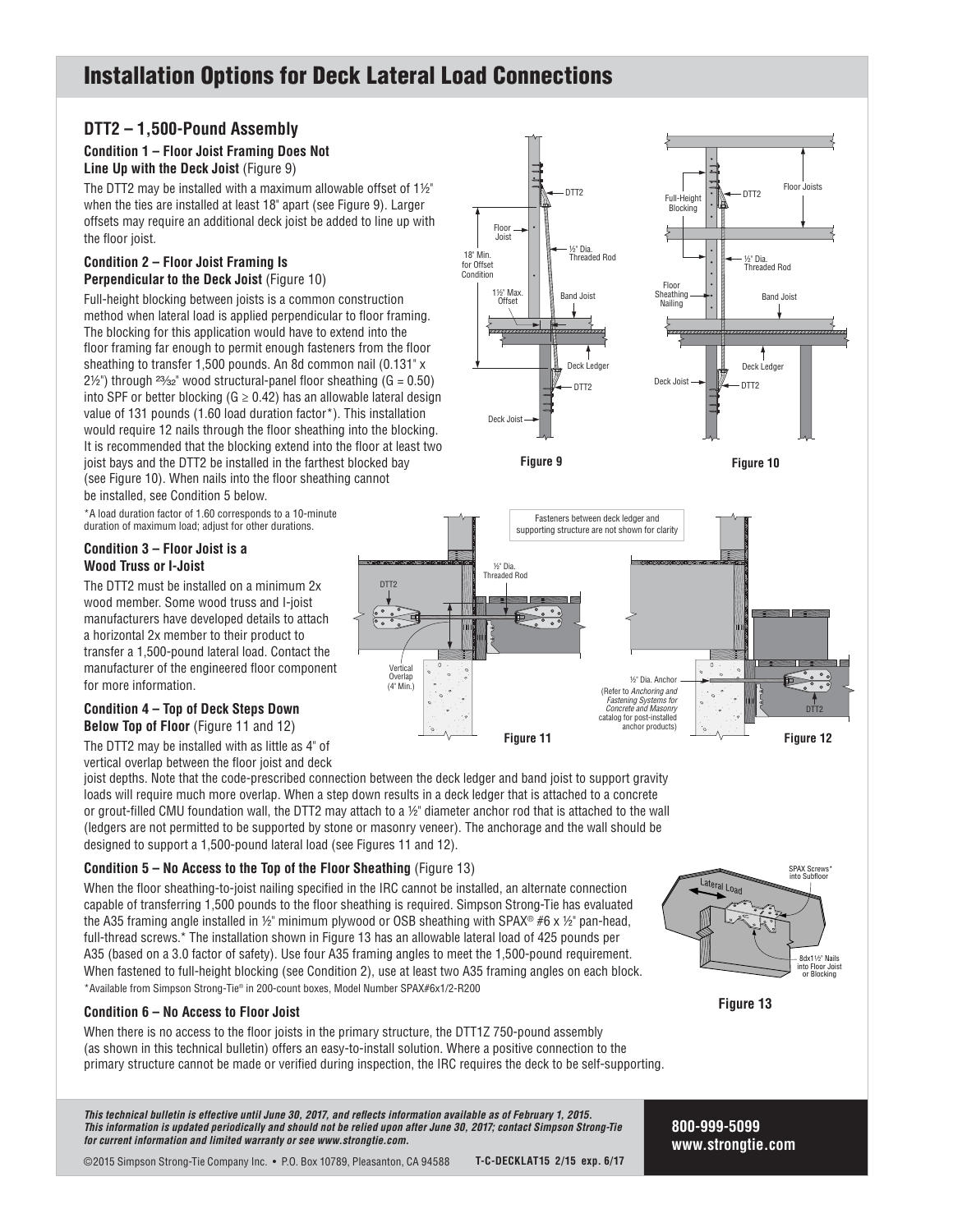# Installation Options for Deck Lateral Load Connections

## DTT2 – 1,500-Pound Assembly

### Condition 1 – Floor Joist Framing Does Not Line Up with the Deck Joist (Figure 9)

The DTT2 may be installed with a maximum allowable offset of 1½" when the ties are installed at least 18" apart (see Figure 9). Larger offsets may require an additional deck joist be added to line up with the floor joist.

### Condition 2 – Floor Joist Framing Is Perpendicular to the Deck Joist (Figure 10)

Full-height blocking between joists is a common construction method when lateral load is applied perpendicular to floor framing. The blocking for this application would have to extend into the floor framing far enough to permit enough fasteners from the floor sheathing to transfer 1,500 pounds. An 8d common nail (0.131" x 2½") through ²³⁄₃₂" wood structural-panel floor sheathing (G = 0.50) into SPF or better blocking (G ≥ 0.42) has an allowable lateral design value of 131 pounds (1.60 load duration factor*). This installation would require 12 nails through the floor sheathing into the blocking. It is recommended that the blocking extend into the floor at least two joist bays and the DTT2 be installed in the farthest blocked bay (see Figure 10). When nails into the floor sheathing cannot be installed, see Condition 5 below.

*A load duration factor of 1.60 corresponds to a 10-minute duration of maximum load; adjust for other durations.

DTT2
Floor Joist
½" Dia. Threaded Rod
18" Min. for Offset Condition
1½" Max. Offset
Band Joist
Deck Ledger
DTT2
Deck Joist

Figure 9

Full-Height Blocking
DTT2
Floor Joists
½" Dia. Threaded Rod
Floor Sheathing Nailing
Band Joist
Deck Ledger
Deck Joist
DTT2

Figure 10

### Condition 3 – Floor Joist is a Wood Truss or I-Joist

The DTT2 must be installed on a minimum 2x wood member. Some wood truss and I-joist manufacturers have developed details to attach a horizontal 2x member to their product to transfer a 1,500-pound lateral load. Contact the manufacturer of the engineered floor component for more information.

### Condition 4 – Top of Deck Steps Down Below Top of Floor (Figure 11 and 12)

The DTT2 may be installed with as little as 4" of vertical overlap between the floor joist and deck joist depths. Note that the code-prescribed connection between the deck ledger and band joist to support gravity loads will require much more overlap. When a step down results in a deck ledger that is attached to a concrete or grout-filled CMU foundation wall, the DTT2 may attach to a ½" diameter anchor rod that is attached to the wall (ledgers are not permitted to be supported by stone or masonry veneer). The anchorage and the wall should be designed to support a 1,500-pound lateral load (see Figures 11 and 12).

Fasteners between deck ledger and supporting structure are not shown for clarity

DTT2
½" Dia. Threaded Rod
Vertical Overlap (4" Min.)

Figure 11

½" Dia. Anchor
(Refer to *Anchoring and Fastening Systems for Concrete and Masonry* catalog for post-installed anchor products)
DTT2

Figure 12

### Condition 5 – No Access to the Top of the Floor Sheathing (Figure 13)

When the floor sheathing-to-joist nailing specified in the IRC cannot be installed, an alternate connection capable of transferring 1,500 pounds to the floor sheathing is required. Simpson Strong-Tie has evaluated the A35 framing angle installed in ½" minimum plywood or OSB sheathing with SPAX® #6 x ½" pan-head, full-thread screws.* The installation shown in Figure 13 has an allowable lateral load of 425 pounds per A35 (based on a 3.0 factor of safety). Use four A35 framing angles to meet the 1,500-pound requirement. When fastened to full-height blocking (see Condition 2), use at least two A35 framing angles on each block.

*Available from Simpson Strong-Tie® in 200-count boxes, Model Number SPAX#6x1/2-R200

Lateral Load
SPAX Screws* into Subfloor
8dx1½" Nails into Floor Joist or Blocking

Figure 13

### Condition 6 – No Access to Floor Joist

When there is no access to the floor joists in the primary structure, the DTT1Z 750-pound assembly (as shown in this technical bulletin) offers an easy-to-install solution. Where a positive connection to the primary structure cannot be made or verified during inspection, the IRC requires the deck to be self-supporting.

*This technical bulletin is effective until June 30, 2017, and reflects information available as of February 1, 2015. This information is updated periodically and should not be relied upon after June 30, 2017; contact Simpson Strong-Tie for current information and limited warranty or see www.strongtie.com.*

©2015 Simpson Strong-Tie Company Inc. • P.O. Box 10789, Pleasanton, CA 94588 **T-C-DECKLAT15 2/15 exp. 6/17**

**800-999-5099**
**www.strongtie.com**